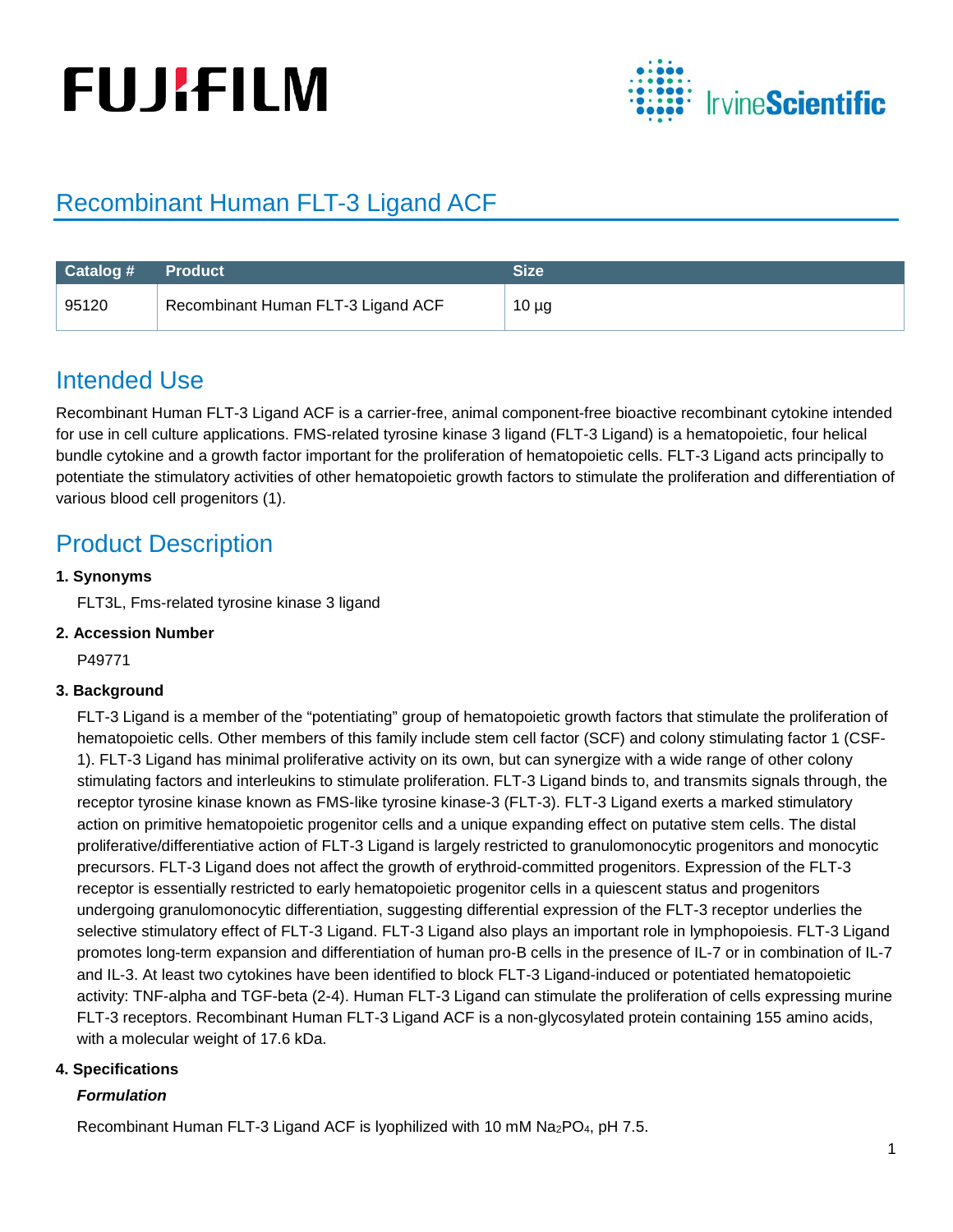# Recombinant Human FLT-3 Ligand ACF

| Catalog # | Product | Size |
|---|---|---|
| 95120 | Recombinant Human FLT-3 Ligand ACF | 10 µg |

## Intended Use

Recombinant Human FLT-3 Ligand ACF is a carrier-free, animal component-free bioactive recombinant cytokine intended for use in cell culture applications. FMS-related tyrosine kinase 3 ligand (FLT-3 Ligand) is a hematopoietic, four helical bundle cytokine and a growth factor important for the proliferation of hematopoietic cells. FLT-3 Ligand acts principally to potentiate the stimulatory activities of other hematopoietic growth factors to stimulate the proliferation and differentiation of various blood cell progenitors (1).

## Product Description

**1. Synonyms**

FLT3L, Fms-related tyrosine kinase 3 ligand

**2. Accession Number**

P49771

**3. Background**

FLT-3 Ligand is a member of the "potentiating" group of hematopoietic growth factors that stimulate the proliferation of hematopoietic cells. Other members of this family include stem cell factor (SCF) and colony stimulating factor 1 (CSF-1). FLT-3 Ligand has minimal proliferative activity on its own, but can synergize with a wide range of other colony stimulating factors and interleukins to stimulate proliferation. FLT-3 Ligand binds to, and transmits signals through, the receptor tyrosine kinase known as FMS-like tyrosine kinase-3 (FLT-3). FLT-3 Ligand exerts a marked stimulatory action on primitive hematopoietic progenitor cells and a unique expanding effect on putative stem cells. The distal proliferative/differentiative action of FLT-3 Ligand is largely restricted to granulomonocytic progenitors and monocytic precursors. FLT-3 Ligand does not affect the growth of erythroid-committed progenitors. Expression of the FLT-3 receptor is essentially restricted to early hematopoietic progenitor cells in a quiescent status and progenitors undergoing granulomonocytic differentiation, suggesting differential expression of the FLT-3 receptor underlies the selective stimulatory effect of FLT-3 Ligand. FLT-3 Ligand also plays an important role in lymphopoiesis. FLT-3 Ligand promotes long-term expansion and differentiation of human pro-B cells in the presence of IL-7 or in combination of IL-7 and IL-3. At least two cytokines have been identified to block FLT-3 Ligand-induced or potentiated hematopoietic activity: TNF-alpha and TGF-beta (2-4). Human FLT-3 Ligand can stimulate the proliferation of cells expressing murine FLT-3 receptors. Recombinant Human FLT-3 Ligand ACF is a non-glycosylated protein containing 155 amino acids, with a molecular weight of 17.6 kDa.

**4. Specifications**

***Formulation***

Recombinant Human FLT-3 Ligand ACF is lyophilized with 10 mM $Na_2PO_4$, pH 7.5.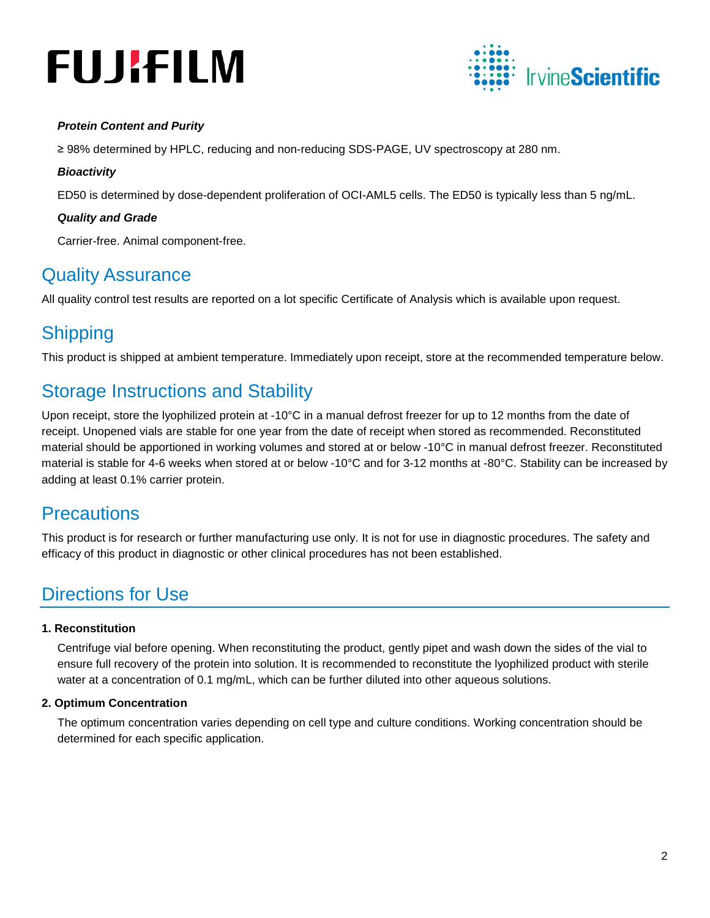***Protein Content and Purity***

≥ 98% determined by HPLC, reducing and non-reducing SDS-PAGE, UV spectroscopy at 280 nm.

***Bioactivity***

ED50 is determined by dose-dependent proliferation of OCI-AML5 cells. The ED50 is typically less than 5 ng/mL.

***Quality and Grade***

Carrier-free. Animal component-free.

## Quality Assurance

All quality control test results are reported on a lot specific Certificate of Analysis which is available upon request.

## Shipping

This product is shipped at ambient temperature. Immediately upon receipt, store at the recommended temperature below.

## Storage Instructions and Stability

Upon receipt, store the lyophilized protein at -10°C in a manual defrost freezer for up to 12 months from the date of receipt. Unopened vials are stable for one year from the date of receipt when stored as recommended. Reconstituted material should be apportioned in working volumes and stored at or below -10°C in manual defrost freezer. Reconstituted material is stable for 4-6 weeks when stored at or below -10°C and for 3-12 months at -80°C. Stability can be increased by adding at least 0.1% carrier protein.

## Precautions

This product is for research or further manufacturing use only. It is not for use in diagnostic procedures. The safety and efficacy of this product in diagnostic or other clinical procedures has not been established.

## Directions for Use

**1. Reconstitution**

Centrifuge vial before opening. When reconstituting the product, gently pipet and wash down the sides of the vial to ensure full recovery of the protein into solution. It is recommended to reconstitute the lyophilized product with sterile water at a concentration of 0.1 mg/mL, which can be further diluted into other aqueous solutions.

**2. Optimum Concentration**

The optimum concentration varies depending on cell type and culture conditions. Working concentration should be determined for each specific application.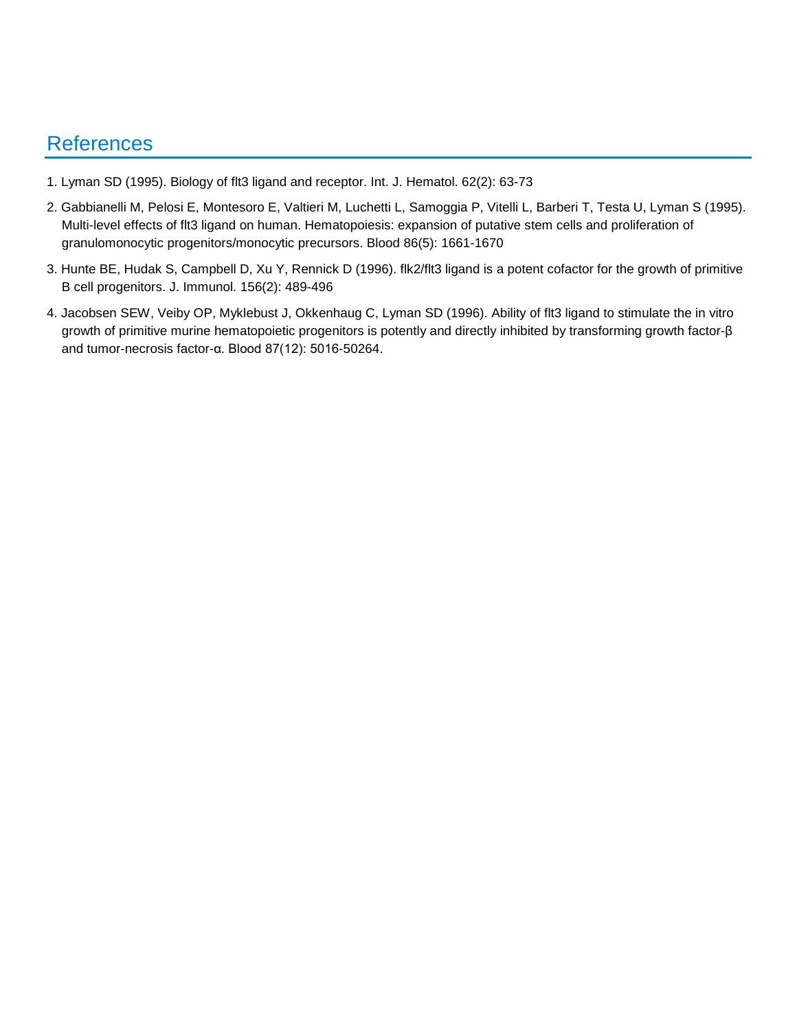## References

1. Lyman SD (1995). Biology of flt3 ligand and receptor. Int. J. Hematol. 62(2): 63-73
2. Gabbianelli M, Pelosi E, Montesoro E, Valtieri M, Luchetti L, Samoggia P, Vitelli L, Barberi T, Testa U, Lyman S (1995). Multi-level effects of flt3 ligand on human. Hematopoiesis: expansion of putative stem cells and proliferation of granulomonocytic progenitors/monocytic precursors. Blood 86(5): 1661-1670
3. Hunte BE, Hudak S, Campbell D, Xu Y, Rennick D (1996). flk2/flt3 ligand is a potent cofactor for the growth of primitive B cell progenitors. J. Immunol. 156(2): 489-496
4. Jacobsen SEW, Veiby OP, Myklebust J, Okkenhaug C, Lyman SD (1996). Ability of flt3 ligand to stimulate the in vitro growth of primitive murine hematopoietic progenitors is potently and directly inhibited by transforming growth factor-β and tumor-necrosis factor-α. Blood 87(12): 5016-50264.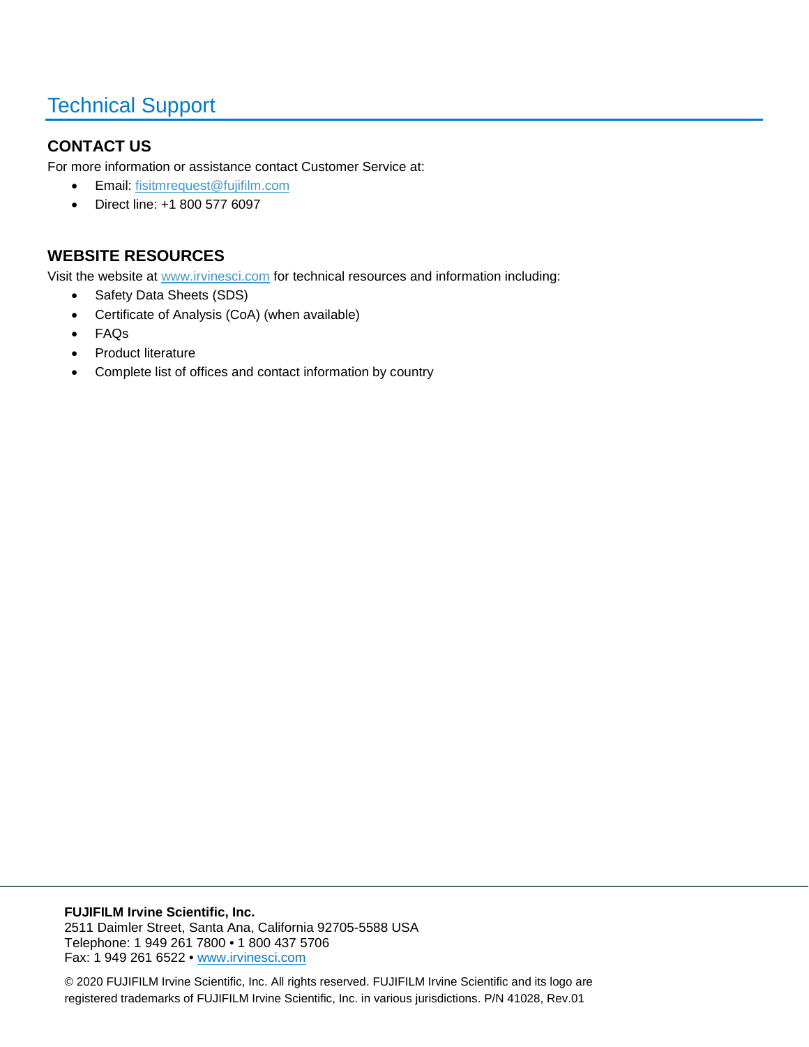# Technical Support

## CONTACT US

For more information or assistance contact Customer Service at:

- Email: fisitmrequest@fujifilm.com
- Direct line: +1 800 577 6097

## WEBSITE RESOURCES

Visit the website at www.irvinesci.com for technical resources and information including:

- Safety Data Sheets (SDS)
- Certificate of Analysis (CoA) (when available)
- FAQs
- Product literature
- Complete list of offices and contact information by country

**FUJIFILM Irvine Scientific, Inc.**
2511 Daimler Street, Santa Ana, California 92705-5588 USA
Telephone: 1 949 261 7800 • 1 800 437 5706
Fax: 1 949 261 6522 • www.irvinesci.com

© 2020 FUJIFILM Irvine Scientific, Inc. All rights reserved. FUJIFILM Irvine Scientific and its logo are registered trademarks of FUJIFILM Irvine Scientific, Inc. in various jurisdictions. P/N 41028, Rev.01